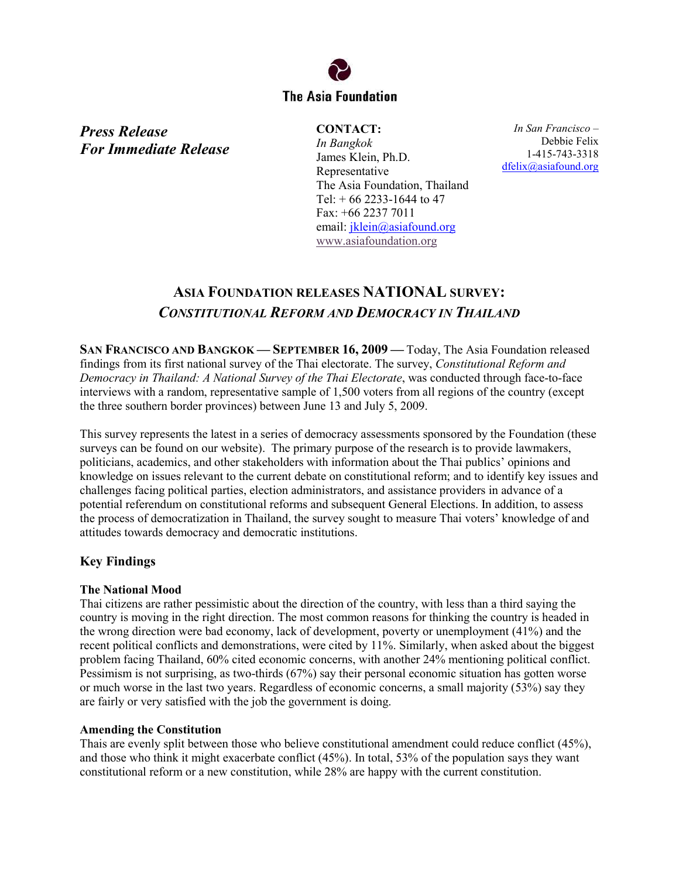The Asia Foundation

***Press Release***
***For Immediate Release***

**CONTACT:**
*In Bangkok*
James Klein, Ph.D.
Representative
The Asia Foundation, Thailand
Tel: + 66 2233-1644 to 47
Fax: +66 2237 7011
email: jklein@asiafound.org
www.asiafoundation.org

*In San Francisco –*
Debbie Felix
1-415-743-3318
dfelix@asiafound.org

## ASIA FOUNDATION RELEASES NATIONAL SURVEY: *CONSTITUTIONAL REFORM AND DEMOCRACY IN THAILAND*

**SAN FRANCISCO AND BANGKOK — SEPTEMBER 16, 2009 —** Today, The Asia Foundation released findings from its first national survey of the Thai electorate. The survey, *Constitutional Reform and Democracy in Thailand: A National Survey of the Thai Electorate*, was conducted through face-to-face interviews with a random, representative sample of 1,500 voters from all regions of the country (except the three southern border provinces) between June 13 and July 5, 2009.

This survey represents the latest in a series of democracy assessments sponsored by the Foundation (these surveys can be found on our website). The primary purpose of the research is to provide lawmakers, politicians, academics, and other stakeholders with information about the Thai publics' opinions and knowledge on issues relevant to the current debate on constitutional reform; and to identify key issues and challenges facing political parties, election administrators, and assistance providers in advance of a potential referendum on constitutional reforms and subsequent General Elections. In addition, to assess the process of democratization in Thailand, the survey sought to measure Thai voters' knowledge of and attitudes towards democracy and democratic institutions.

### Key Findings

**The National Mood**
Thai citizens are rather pessimistic about the direction of the country, with less than a third saying the country is moving in the right direction. The most common reasons for thinking the country is headed in the wrong direction were bad economy, lack of development, poverty or unemployment (41%) and the recent political conflicts and demonstrations, were cited by 11%. Similarly, when asked about the biggest problem facing Thailand, 60% cited economic concerns, with another 24% mentioning political conflict. Pessimism is not surprising, as two-thirds (67%) say their personal economic situation has gotten worse or much worse in the last two years. Regardless of economic concerns, a small majority (53%) say they are fairly or very satisfied with the job the government is doing.

**Amending the Constitution**
Thais are evenly split between those who believe constitutional amendment could reduce conflict (45%), and those who think it might exacerbate conflict (45%). In total, 53% of the population says they want constitutional reform or a new constitution, while 28% are happy with the current constitution.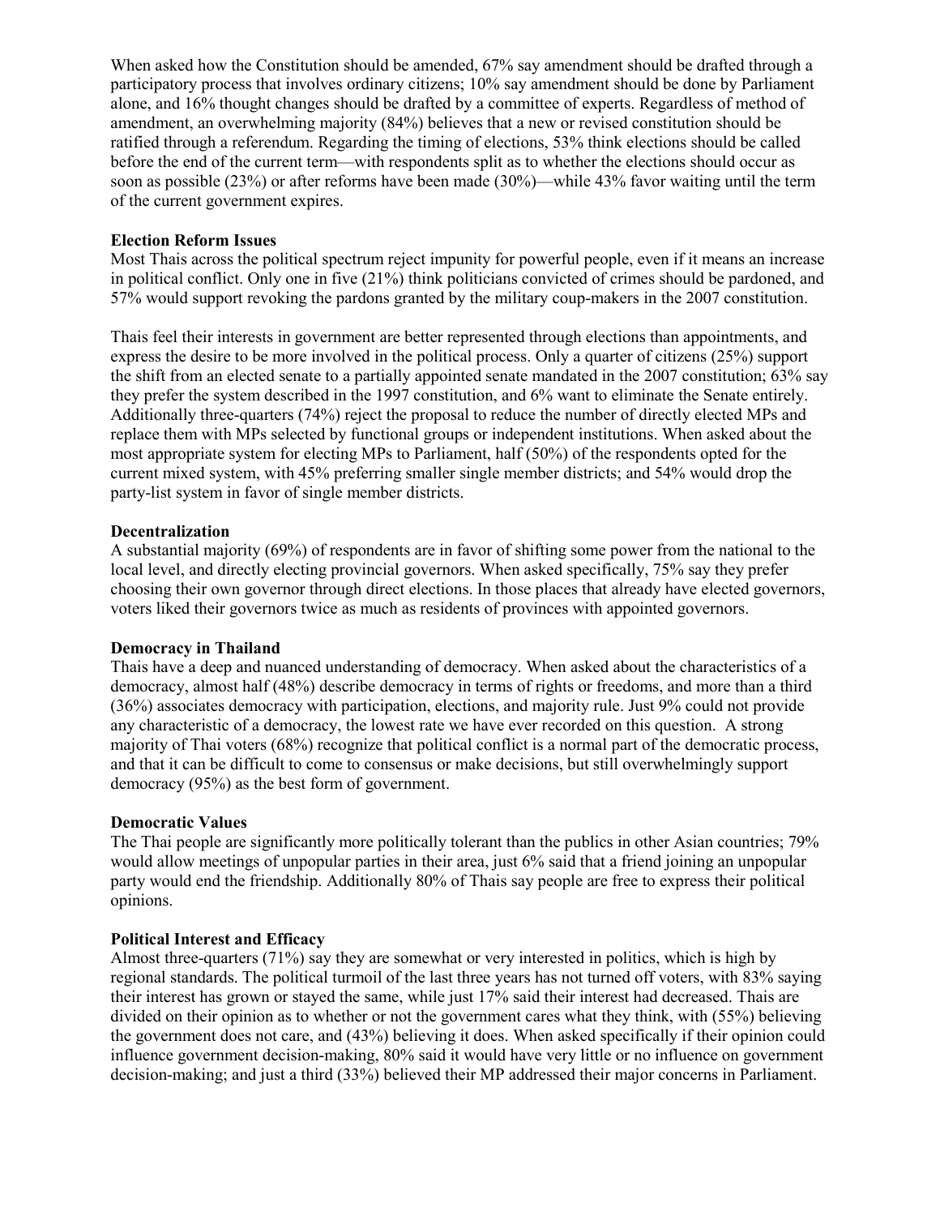When asked how the Constitution should be amended, 67% say amendment should be drafted through a participatory process that involves ordinary citizens; 10% say amendment should be done by Parliament alone, and 16% thought changes should be drafted by a committee of experts. Regardless of method of amendment, an overwhelming majority (84%) believes that a new or revised constitution should be ratified through a referendum. Regarding the timing of elections, 53% think elections should be called before the end of the current term—with respondents split as to whether the elections should occur as soon as possible (23%) or after reforms have been made (30%)—while 43% favor waiting until the term of the current government expires.

**Election Reform Issues**

Most Thais across the political spectrum reject impunity for powerful people, even if it means an increase in political conflict. Only one in five (21%) think politicians convicted of crimes should be pardoned, and 57% would support revoking the pardons granted by the military coup-makers in the 2007 constitution.

Thais feel their interests in government are better represented through elections than appointments, and express the desire to be more involved in the political process. Only a quarter of citizens (25%) support the shift from an elected senate to a partially appointed senate mandated in the 2007 constitution; 63% say they prefer the system described in the 1997 constitution, and 6% want to eliminate the Senate entirely. Additionally three-quarters (74%) reject the proposal to reduce the number of directly elected MPs and replace them with MPs selected by functional groups or independent institutions. When asked about the most appropriate system for electing MPs to Parliament, half (50%) of the respondents opted for the current mixed system, with 45% preferring smaller single member districts; and 54% would drop the party-list system in favor of single member districts.

**Decentralization**

A substantial majority (69%) of respondents are in favor of shifting some power from the national to the local level, and directly electing provincial governors. When asked specifically, 75% say they prefer choosing their own governor through direct elections. In those places that already have elected governors, voters liked their governors twice as much as residents of provinces with appointed governors.

**Democracy in Thailand**

Thais have a deep and nuanced understanding of democracy. When asked about the characteristics of a democracy, almost half (48%) describe democracy in terms of rights or freedoms, and more than a third (36%) associates democracy with participation, elections, and majority rule. Just 9% could not provide any characteristic of a democracy, the lowest rate we have ever recorded on this question. A strong majority of Thai voters (68%) recognize that political conflict is a normal part of the democratic process, and that it can be difficult to come to consensus or make decisions, but still overwhelmingly support democracy (95%) as the best form of government.

**Democratic Values**

The Thai people are significantly more politically tolerant than the publics in other Asian countries; 79% would allow meetings of unpopular parties in their area, just 6% said that a friend joining an unpopular party would end the friendship. Additionally 80% of Thais say people are free to express their political opinions.

**Political Interest and Efficacy**

Almost three-quarters (71%) say they are somewhat or very interested in politics, which is high by regional standards. The political turmoil of the last three years has not turned off voters, with 83% saying their interest has grown or stayed the same, while just 17% said their interest had decreased. Thais are divided on their opinion as to whether or not the government cares what they think, with (55%) believing the government does not care, and (43%) believing it does. When asked specifically if their opinion could influence government decision-making, 80% said it would have very little or no influence on government decision-making; and just a third (33%) believed their MP addressed their major concerns in Parliament.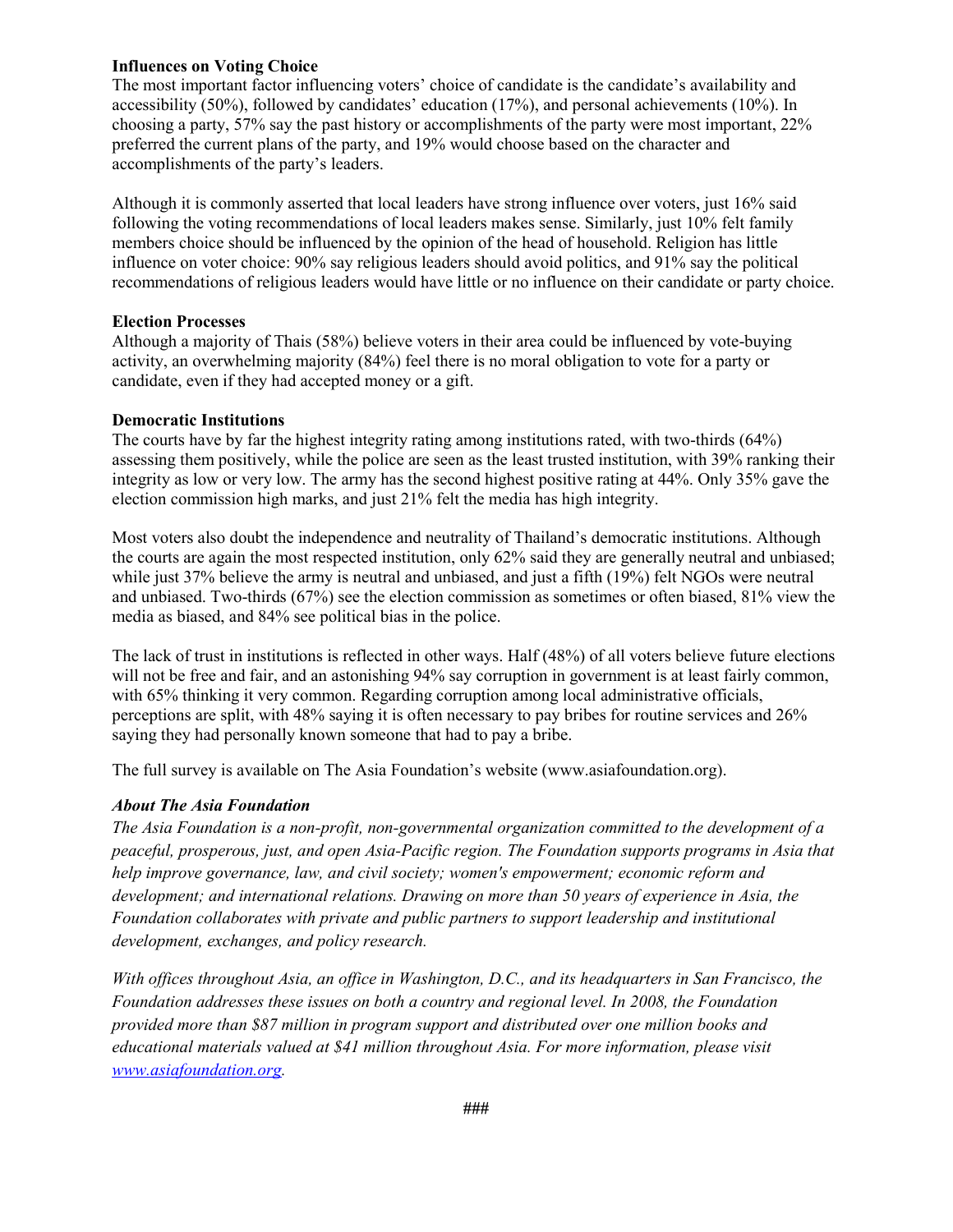**Influences on Voting Choice**

The most important factor influencing voters' choice of candidate is the candidate's availability and accessibility (50%), followed by candidates' education (17%), and personal achievements (10%). In choosing a party, 57% say the past history or accomplishments of the party were most important, 22% preferred the current plans of the party, and 19% would choose based on the character and accomplishments of the party's leaders.

Although it is commonly asserted that local leaders have strong influence over voters, just 16% said following the voting recommendations of local leaders makes sense. Similarly, just 10% felt family members choice should be influenced by the opinion of the head of household. Religion has little influence on voter choice: 90% say religious leaders should avoid politics, and 91% say the political recommendations of religious leaders would have little or no influence on their candidate or party choice.

**Election Processes**

Although a majority of Thais (58%) believe voters in their area could be influenced by vote-buying activity, an overwhelming majority (84%) feel there is no moral obligation to vote for a party or candidate, even if they had accepted money or a gift.

**Democratic Institutions**

The courts have by far the highest integrity rating among institutions rated, with two-thirds (64%) assessing them positively, while the police are seen as the least trusted institution, with 39% ranking their integrity as low or very low. The army has the second highest positive rating at 44%. Only 35% gave the election commission high marks, and just 21% felt the media has high integrity.

Most voters also doubt the independence and neutrality of Thailand's democratic institutions. Although the courts are again the most respected institution, only 62% said they are generally neutral and unbiased; while just 37% believe the army is neutral and unbiased, and just a fifth (19%) felt NGOs were neutral and unbiased. Two-thirds (67%) see the election commission as sometimes or often biased, 81% view the media as biased, and 84% see political bias in the police.

The lack of trust in institutions is reflected in other ways. Half (48%) of all voters believe future elections will not be free and fair, and an astonishing 94% say corruption in government is at least fairly common, with 65% thinking it very common. Regarding corruption among local administrative officials, perceptions are split, with 48% saying it is often necessary to pay bribes for routine services and 26% saying they had personally known someone that had to pay a bribe.

The full survey is available on The Asia Foundation's website (www.asiafoundation.org).

***About The Asia Foundation***

*The Asia Foundation is a non-profit, non-governmental organization committed to the development of a peaceful, prosperous, just, and open Asia-Pacific region. The Foundation supports programs in Asia that help improve governance, law, and civil society; women's empowerment; economic reform and development; and international relations. Drawing on more than 50 years of experience in Asia, the Foundation collaborates with private and public partners to support leadership and institutional development, exchanges, and policy research.*

*With offices throughout Asia, an office in Washington, D.C., and its headquarters in San Francisco, the Foundation addresses these issues on both a country and regional level. In 2008, the Foundation provided more than $87 million in program support and distributed over one million books and educational materials valued at $41 million throughout Asia. For more information, please visit www.asiafoundation.org.*

###